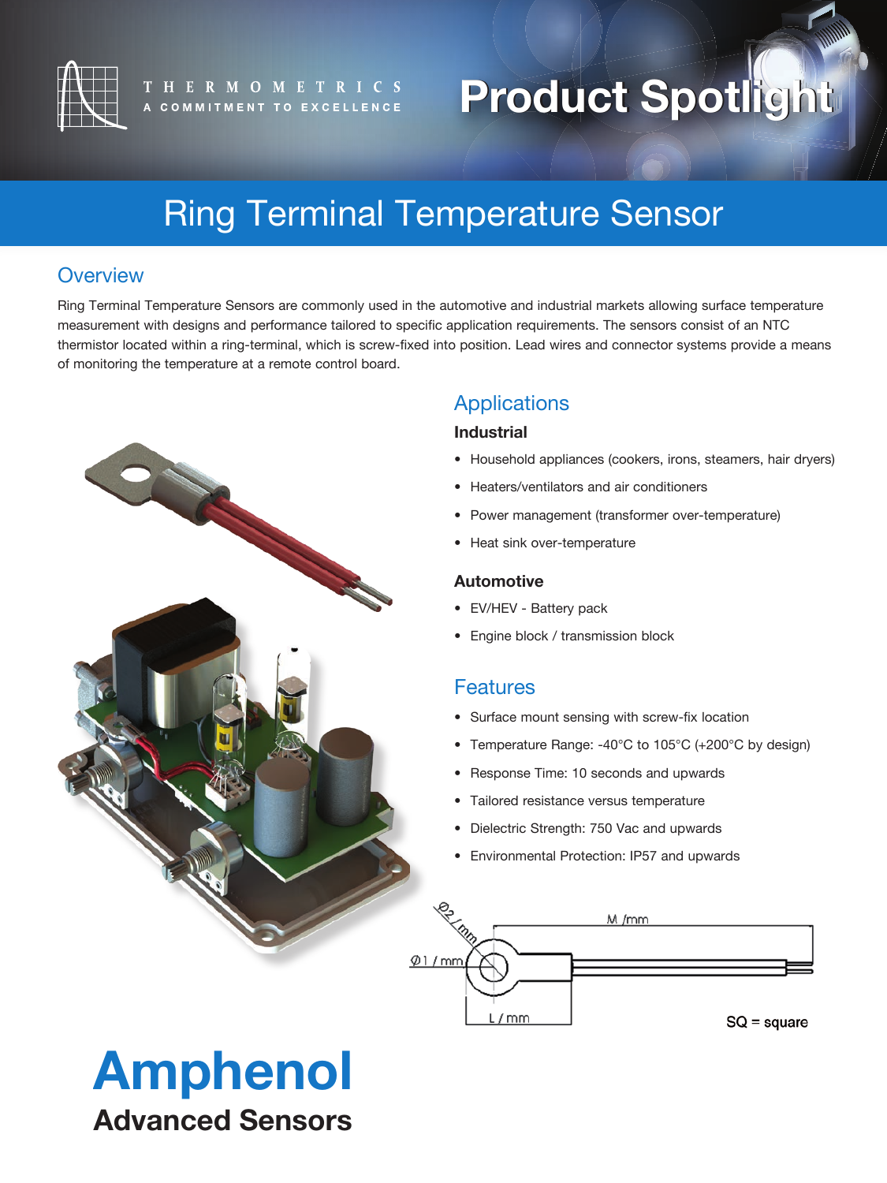THERMOMETRICS
A COMMITMENT TO EXCELLENCE

# Product Spotlight

## Ring Terminal Temperature Sensor

### Overview

Ring Terminal Temperature Sensors are commonly used in the automotive and industrial markets allowing surface temperature measurement with designs and performance tailored to specific application requirements. The sensors consist of an NTC thermistor located within a ring-terminal, which is screw-fixed into position. Lead wires and connector systems provide a means of monitoring the temperature at a remote control board.

### Applications

**Industrial**

- Household appliances (cookers, irons, steamers, hair dryers)
- Heaters/ventilators and air conditioners
- Power management (transformer over-temperature)
- Heat sink over-temperature

**Automotive**

- EV/HEV - Battery pack
- Engine block / transmission block

### Features

- Surface mount sensing with screw-fix location
- Temperature Range: -40°C to 105°C (+200°C by design)
- Response Time: 10 seconds and upwards
- Tailored resistance versus temperature
- Dielectric Strength: 750 Vac and upwards
- Environmental Protection: IP57 and upwards

Ø2 / mm
M /mm
Ø1 / mm
L / mm

SQ = square

**Amphenol**
**Advanced Sensors**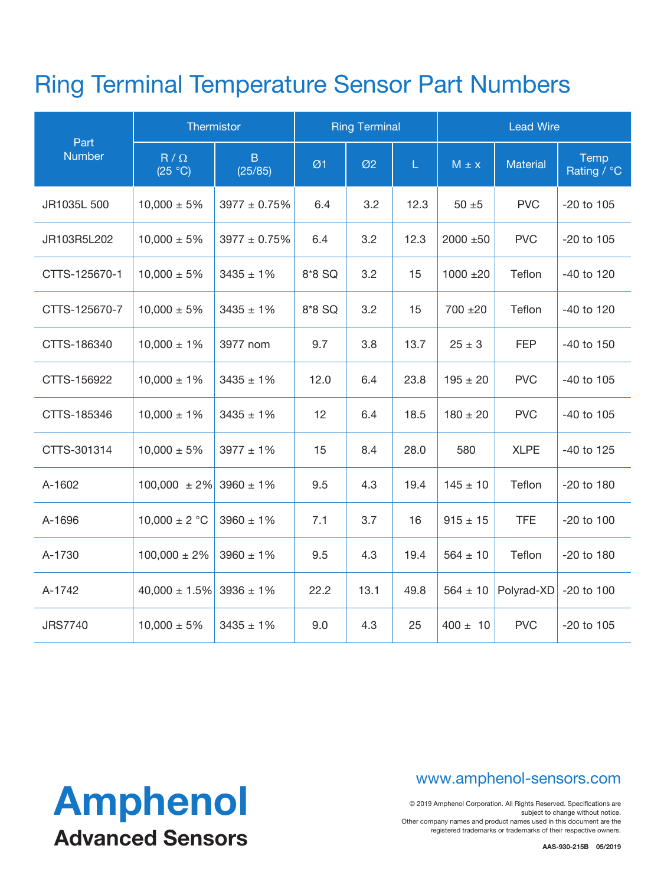# Ring Terminal Temperature Sensor Part Numbers

| Part Number | Thermistor | | Ring Terminal | | | Lead Wire | | |
|---|---|---|---|---|---|---|---|---|
| | R / Ω (25 °C) | B (25/85) | Ø1 | Ø2 | L | M ± x | Material | Temp Rating / °C |
| JR1035L 500 | 10,000 ± 5% | 3977 ± 0.75% | 6.4 | 3.2 | 12.3 | 50 ±5 | PVC | -20 to 105 |
| JR103R5L202 | 10,000 ± 5% | 3977 ± 0.75% | 6.4 | 3.2 | 12.3 | 2000 ±50 | PVC | -20 to 105 |
| CTTS-125670-1 | 10,000 ± 5% | 3435 ± 1% | 8*8 SQ | 3.2 | 15 | 1000 ±20 | Teflon | -40 to 120 |
| CTTS-125670-7 | 10,000 ± 5% | 3435 ± 1% | 8*8 SQ | 3.2 | 15 | 700 ±20 | Teflon | -40 to 120 |
| CTTS-186340 | 10,000 ± 1% | 3977 nom | 9.7 | 3.8 | 13.7 | 25 ± 3 | FEP | -40 to 150 |
| CTTS-156922 | 10,000 ± 1% | 3435 ± 1% | 12.0 | 6.4 | 23.8 | 195 ± 20 | PVC | -40 to 105 |
| CTTS-185346 | 10,000 ± 1% | 3435 ± 1% | 12 | 6.4 | 18.5 | 180 ± 20 | PVC | -40 to 105 |
| CTTS-301314 | 10,000 ± 5% | 3977 ± 1% | 15 | 8.4 | 28.0 | 580 | XLPE | -40 to 125 |
| A-1602 | 100,000 ± 2% | 3960 ± 1% | 9.5 | 4.3 | 19.4 | 145 ± 10 | Teflon | -20 to 180 |
| A-1696 | 10,000 ± 2 °C | 3960 ± 1% | 7.1 | 3.7 | 16 | 915 ± 15 | TFE | -20 to 100 |
| A-1730 | 100,000 ± 2% | 3960 ± 1% | 9.5 | 4.3 | 19.4 | 564 ± 10 | Teflon | -20 to 180 |
| A-1742 | 40,000 ± 1.5% | 3936 ± 1% | 22.2 | 13.1 | 49.8 | 564 ± 10 | Polyrad-XD | -20 to 100 |
| JRS7740 | 10,000 ± 5% | 3435 ± 1% | 9.0 | 4.3 | 25 | 400 ± 10 | PVC | -20 to 105 |

**Amphenol**
**Advanced Sensors**

www.amphenol-sensors.com

© 2019 Amphenol Corporation. All Rights Reserved. Specifications are subject to change without notice.
Other company names and product names used in this document are the registered trademarks or trademarks of their respective owners.

AAS-930-215B 05/2019